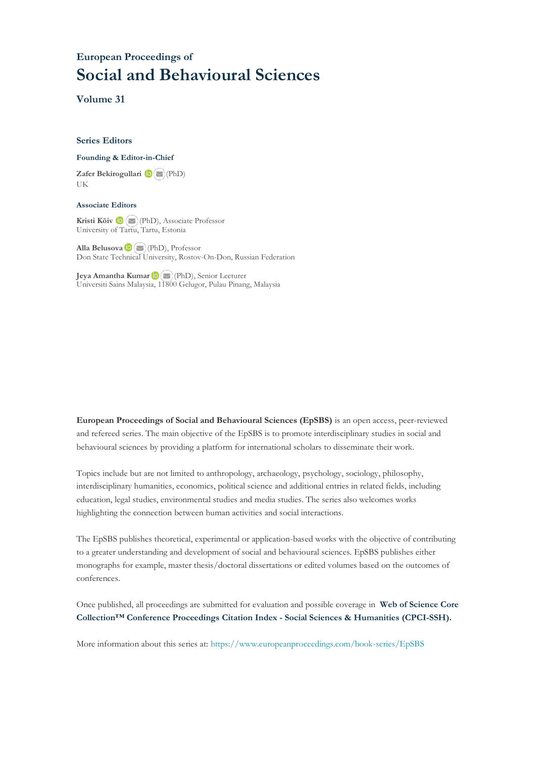European Proceedings of

# Social and Behavioural Sciences

## Volume 31

### Series Editors

**Founding & Editor-in-Chief**

**Zafer Bekirogullari** (PhD)
UK

**Associate Editors**

**Kristi Köiv** (PhD), Associate Professor
University of Tartu, Tartu, Estonia

**Alla Belusova** (PhD), Professor
Don State Technical University, Rostov-On-Don, Russian Federation

**Jeya Amantha Kumar** (PhD), Senior Lecturer
Universiti Sains Malaysia, 11800 Gelugor, Pulau Pinang, Malaysia

**European Proceedings of Social and Behavioural Sciences (EpSBS)** is an open access, peer-reviewed and refereed series. The main objective of the EpSBS is to promote interdisciplinary studies in social and behavioural sciences by providing a platform for international scholars to disseminate their work.

Topics include but are not limited to anthropology, archaeology, psychology, sociology, philosophy, interdisciplinary humanities, economics, political science and additional entries in related fields, including education, legal studies, environmental studies and media studies. The series also welcomes works highlighting the connection between human activities and social interactions.

The EpSBS publishes theoretical, experimental or application-based works with the objective of contributing to a greater understanding and development of social and behavioural sciences. EpSBS publishes either monographs for example, master thesis/doctoral dissertations or edited volumes based on the outcomes of conferences.

Once published, all proceedings are submitted for evaluation and possible coverage in **Web of Science Core Collection™ Conference Proceedings Citation Index - Social Sciences & Humanities (CPCI-SSH).**

More information about this series at: https://www.europeanproceedings.com/book-series/EpSBS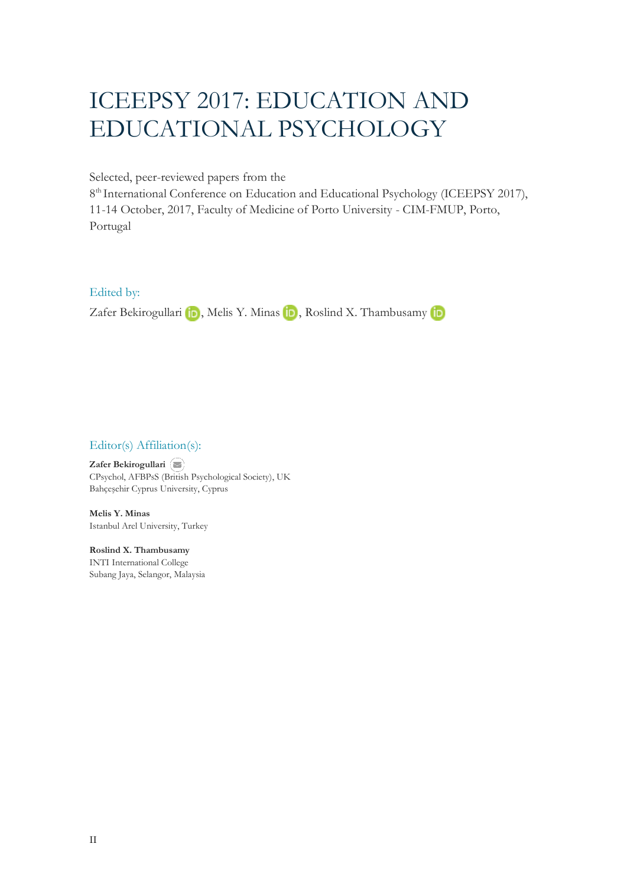# ICEEPSY 2017: EDUCATION AND EDUCATIONAL PSYCHOLOGY

Selected, peer-reviewed papers from the
8th International Conference on Education and Educational Psychology (ICEEPSY 2017), 11-14 October, 2017, Faculty of Medicine of Porto University - CIM-FMUP, Porto, Portugal

Edited by:

Zafer Bekirogullari, Melis Y. Minas, Roslind X. Thambusamy

Editor(s) Affiliation(s):

**Zafer Bekirogullari**
CPsychol, AFBPsS (British Psychological Society), UK
Bahçeşehir Cyprus University, Cyprus

**Melis Y. Minas**
Istanbul Arel University, Turkey

**Roslind X. Thambusamy**
INTI International College
Subang Jaya, Selangor, Malaysia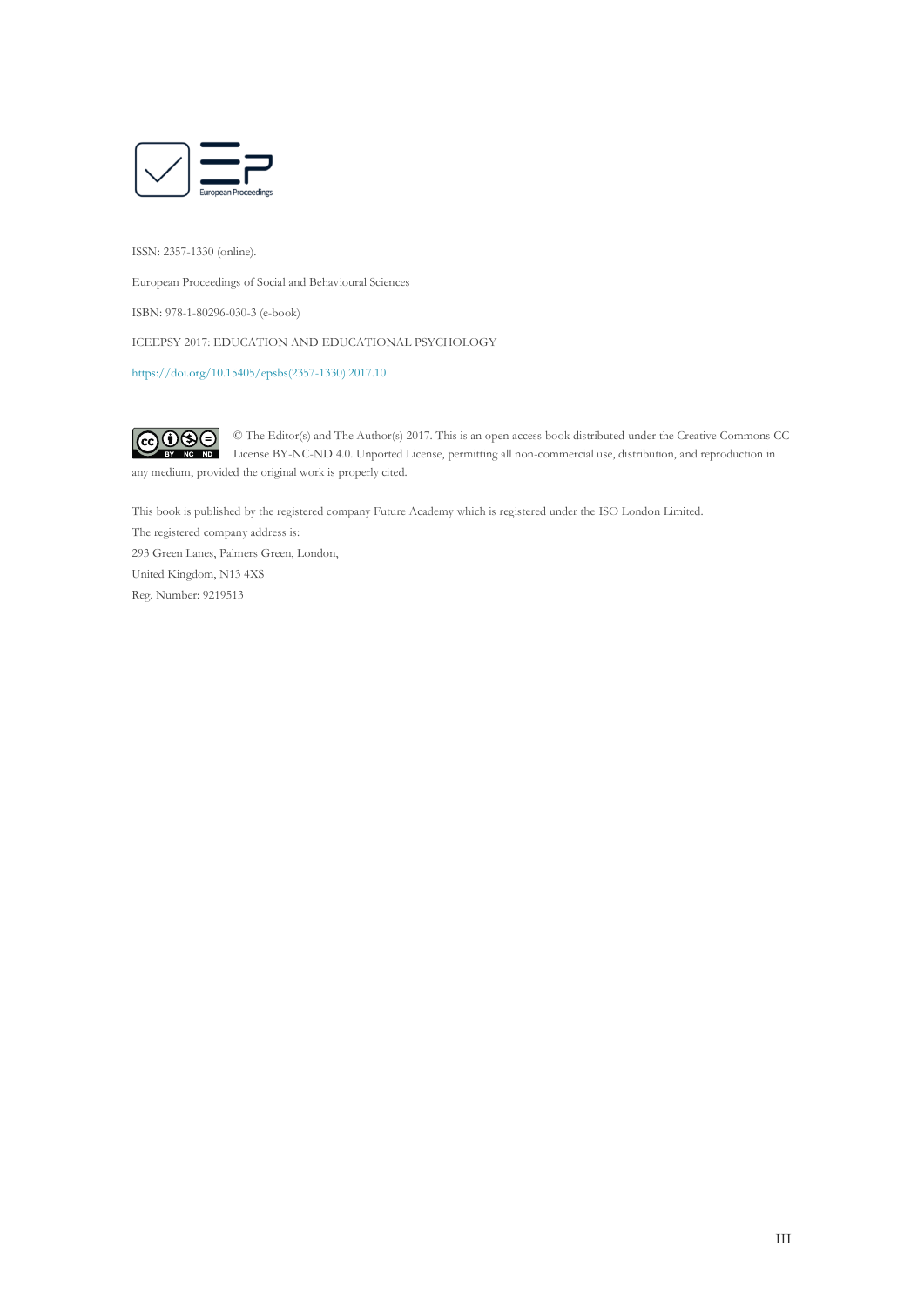European Proceedings

ISSN: 2357-1330 (online).

European Proceedings of Social and Behavioural Sciences

ISBN: 978-1-80296-030-3 (e-book)

ICEEPSY 2017: EDUCATION AND EDUCATIONAL PSYCHOLOGY

https://doi.org/10.15405/epsbs(2357-1330).2017.10

© The Editor(s) and The Author(s) 2017. This is an open access book distributed under the Creative Commons CC License BY-NC-ND 4.0. Unported License, permitting all non-commercial use, distribution, and reproduction in any medium, provided the original work is properly cited.

This book is published by the registered company Future Academy which is registered under the ISO London Limited.
The registered company address is:
293 Green Lanes, Palmers Green, London,
United Kingdom, N13 4XS
Reg. Number: 9219513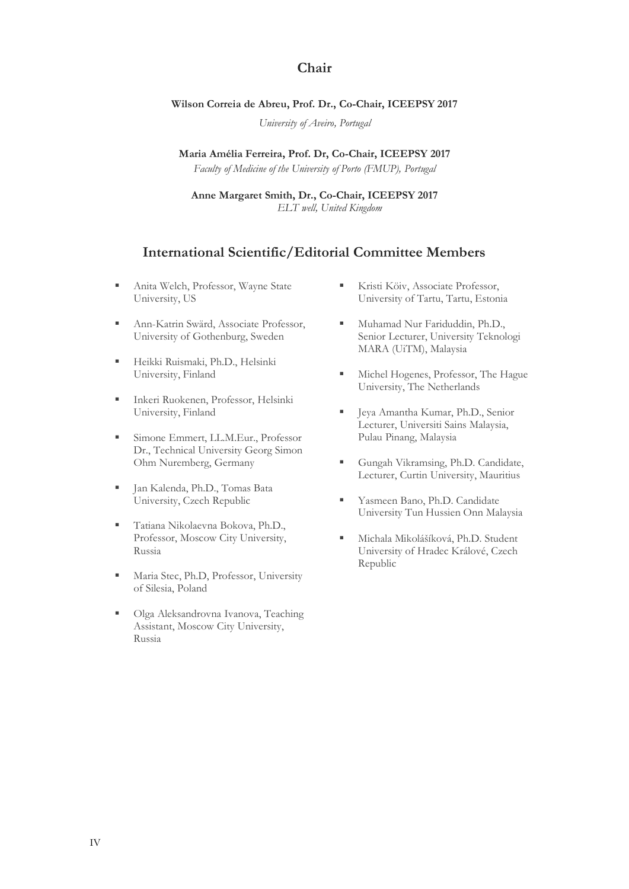## Chair

**Wilson Correia de Abreu, Prof. Dr., Co-Chair, ICEEPSY 2017**

*University of Aveiro, Portugal*

**Maria Amélia Ferreira, Prof. Dr, Co-Chair, ICEEPSY 2017**

*Faculty of Medicine of the University of Porto (FMUP), Portugal*

**Anne Margaret Smith, Dr., Co-Chair, ICEEPSY 2017**

*ELT well, United Kingdom*

## International Scientific/Editorial Committee Members

- Anita Welch, Professor, Wayne State University, US
- Ann-Katrin Swärd, Associate Professor, University of Gothenburg, Sweden
- Heikki Ruismaki, Ph.D., Helsinki University, Finland
- Inkeri Ruokenen, Professor, Helsinki University, Finland
- Simone Emmert, LL.M.Eur., Professor Dr., Technical University Georg Simon Ohm Nuremberg, Germany
- Jan Kalenda, Ph.D., Tomas Bata University, Czech Republic
- Tatiana Nikolaevna Bokova, Ph.D., Professor, Moscow City University, Russia
- Maria Stec, Ph.D, Professor, University of Silesia, Poland
- Olga Aleksandrovna Ivanova, Teaching Assistant, Moscow City University, Russia
- Kristi Köiv, Associate Professor, University of Tartu, Tartu, Estonia
- Muhamad Nur Fariduddin, Ph.D., Senior Lecturer, University Teknologi MARA (UiTM), Malaysia
- Michel Hogenes, Professor, The Hague University, The Netherlands
- Jeya Amantha Kumar, Ph.D., Senior Lecturer, Universiti Sains Malaysia, Pulau Pinang, Malaysia
- Gungah Vikramsing, Ph.D. Candidate, Lecturer, Curtin University, Mauritius
- Yasmeen Bano, Ph.D. Candidate University Tun Hussien Onn Malaysia
- Michala Mikolášíková, Ph.D. Student University of Hradec Králové, Czech Republic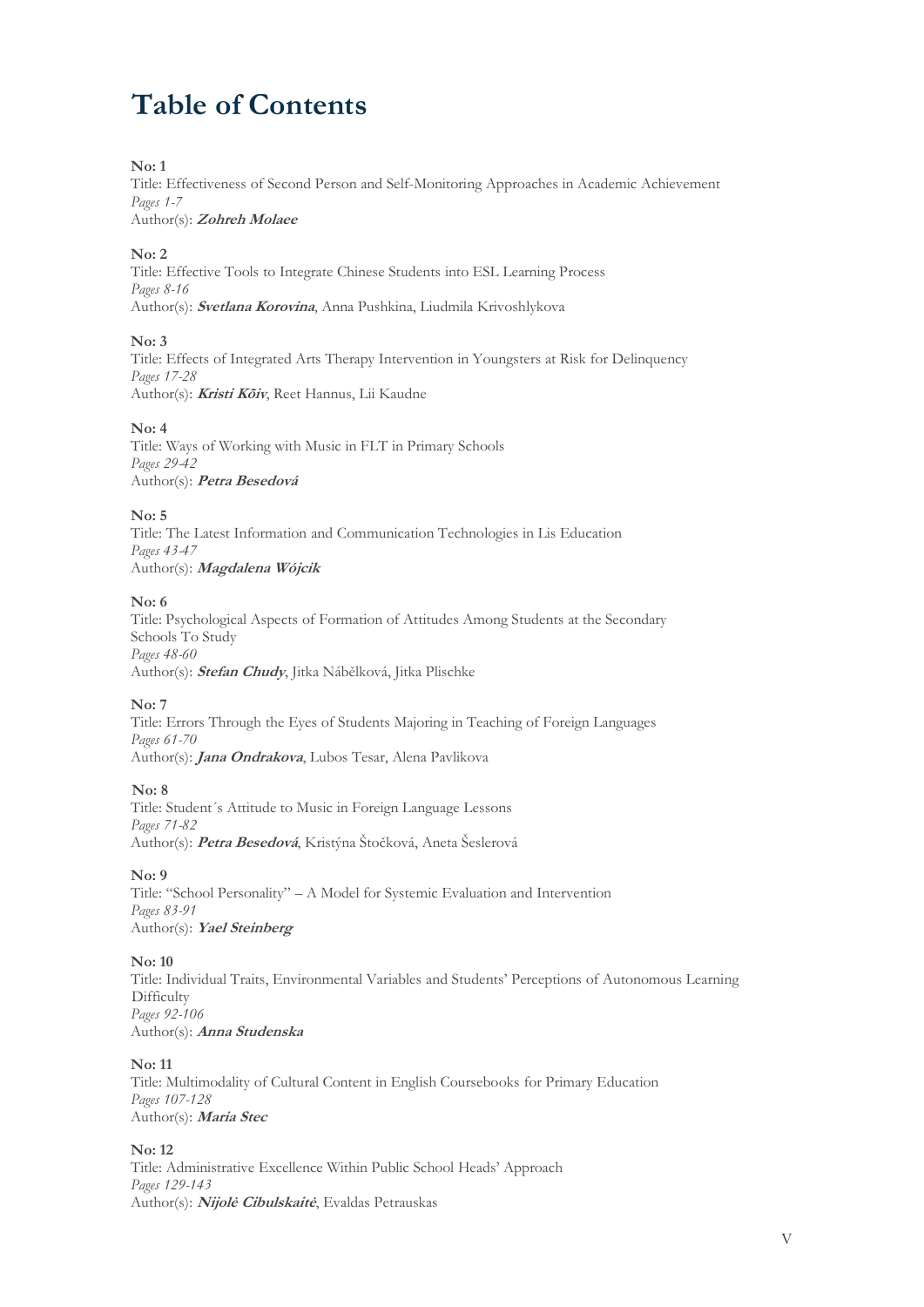# Table of Contents

**No: 1**
Title: Effectiveness of Second Person and Self-Monitoring Approaches in Academic Achievement
*Pages 1-7*
Author(s): ***Zohreh Molaee***

**No: 2**
Title: Effective Tools to Integrate Chinese Students into ESL Learning Process
*Pages 8-16*
Author(s): ***Svetlana Korovina***, Anna Pushkina, Liudmila Krivoshlykova

**No: 3**
Title: Effects of Integrated Arts Therapy Intervention in Youngsters at Risk for Delinquency
*Pages 17-28*
Author(s): ***Kristi Kõiv***, Reet Hannus, Lii Kaudne

**No: 4**
Title: Ways of Working with Music in FLT in Primary Schools
*Pages 29-42*
Author(s): ***Petra Besedová***

**No: 5**
Title: The Latest Information and Communication Technologies in Lis Education
*Pages 43-47*
Author(s): ***Magdalena Wójcik***

**No: 6**
Title: Psychological Aspects of Formation of Attitudes Among Students at the Secondary Schools To Study
*Pages 48-60*
Author(s): ***Stefan Chudy***, Jitka Nábělková, Jitka Plischke

**No: 7**
Title: Errors Through the Eyes of Students Majoring in Teaching of Foreign Languages
*Pages 61-70*
Author(s): ***Jana Ondrakova***, Lubos Tesar, Alena Pavlikova

**No: 8**
Title: Student´s Attitude to Music in Foreign Language Lessons
*Pages 71-82*
Author(s): ***Petra Besedová***, Kristýna Štočková, Aneta Šeslerová

**No: 9**
Title: "School Personality" – A Model for Systemic Evaluation and Intervention
*Pages 83-91*
Author(s): ***Yael Steinberg***

**No: 10**
Title: Individual Traits, Environmental Variables and Students' Perceptions of Autonomous Learning Difficulty
*Pages 92-106*
Author(s): ***Anna Studenska***

**No: 11**
Title: Multimodality of Cultural Content in English Coursebooks for Primary Education
*Pages 107-128*
Author(s): ***Maria Stec***

**No: 12**
Title: Administrative Excellence Within Public School Heads' Approach
*Pages 129-143*
Author(s): ***Nijolė Cibulskaitė***, Evaldas Petrauskas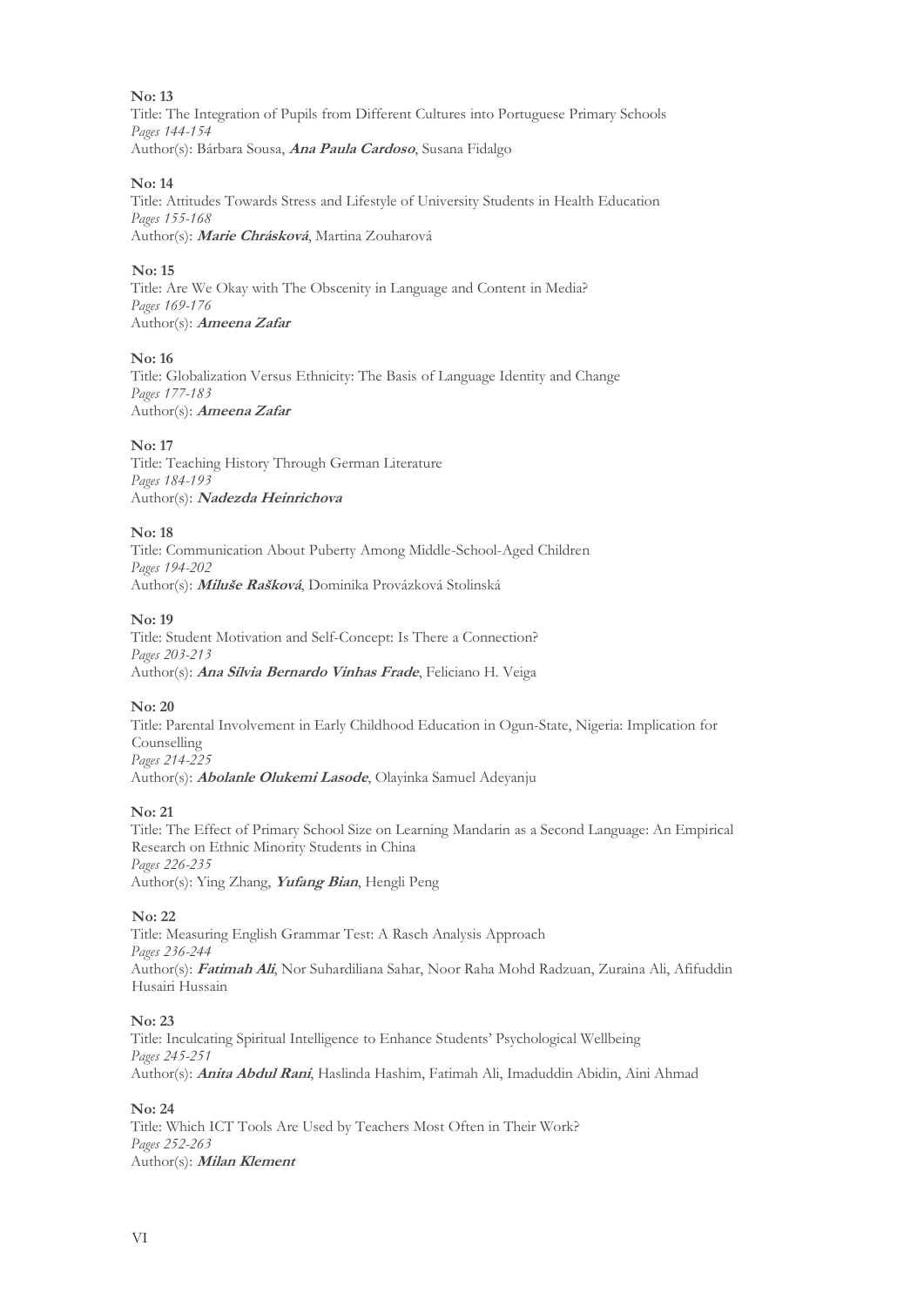**No: 13**
Title: The Integration of Pupils from Different Cultures into Portuguese Primary Schools
*Pages 144-154*
Author(s): Bárbara Sousa, ***Ana Paula Cardoso***, Susana Fidalgo

**No: 14**
Title: Attitudes Towards Stress and Lifestyle of University Students in Health Education
*Pages 155-168*
Author(s): ***Marie Chrásková***, Martina Zouharová

**No: 15**
Title: Are We Okay with The Obscenity in Language and Content in Media?
*Pages 169-176*
Author(s): ***Ameena Zafar***

**No: 16**
Title: Globalization Versus Ethnicity: The Basis of Language Identity and Change
*Pages 177-183*
Author(s): ***Ameena Zafar***

**No: 17**
Title: Teaching History Through German Literature
*Pages 184-193*
Author(s): ***Nadezda Heinrichova***

**No: 18**
Title: Communication About Puberty Among Middle-School-Aged Children
*Pages 194-202*
Author(s): ***Miluše Rašková***, Dominika Provázková Stolinská

**No: 19**
Title: Student Motivation and Self-Concept: Is There a Connection?
*Pages 203-213*
Author(s): ***Ana Sílvia Bernardo Vinhas Frade***, Feliciano H. Veiga

**No: 20**
Title: Parental Involvement in Early Childhood Education in Ogun-State, Nigeria: Implication for Counselling
*Pages 214-225*
Author(s): ***Abolanle Olukemi Lasode***, Olayinka Samuel Adeyanju

**No: 21**
Title: The Effect of Primary School Size on Learning Mandarin as a Second Language: An Empirical Research on Ethnic Minority Students in China
*Pages 226-235*
Author(s): Ying Zhang, ***Yufang Bian***, Hengli Peng

**No: 22**
Title: Measuring English Grammar Test: A Rasch Analysis Approach
*Pages 236-244*
Author(s): ***Fatimah Ali***, Nor Suhardiliana Sahar, Noor Raha Mohd Radzuan, Zuraina Ali, Afifuddin Husairi Hussain

**No: 23**
Title: Inculcating Spiritual Intelligence to Enhance Students' Psychological Wellbeing
*Pages 245-251*
Author(s): ***Anita Abdul Rani***, Haslinda Hashim, Fatimah Ali, Imaduddin Abidin, Aini Ahmad

**No: 24**
Title: Which ICT Tools Are Used by Teachers Most Often in Their Work?
*Pages 252-263*
Author(s): ***Milan Klement***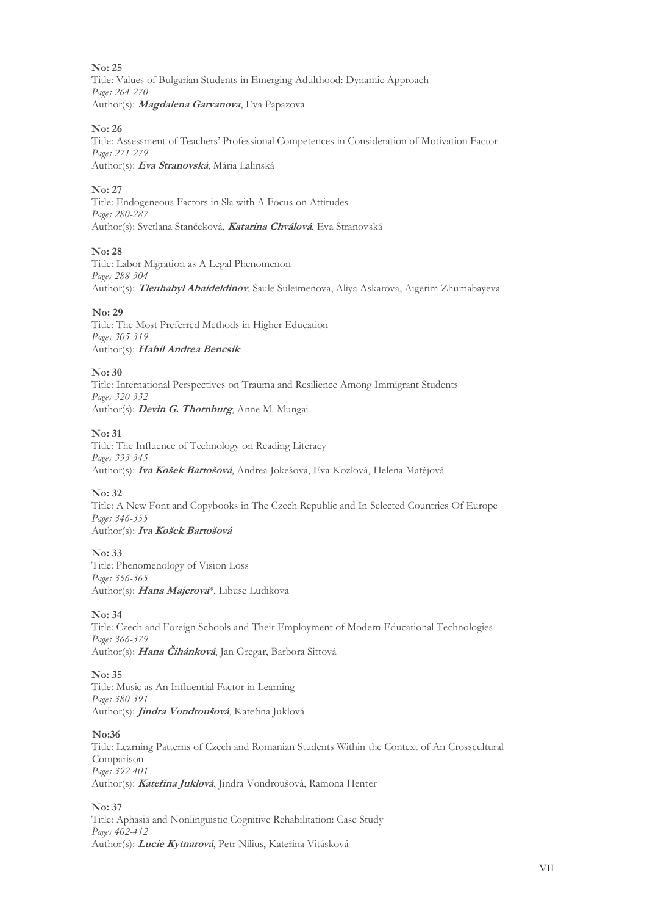**No: 25**
Title: Values of Bulgarian Students in Emerging Adulthood: Dynamic Approach
*Pages 264-270*
Author(s): ***Magdalena Garvanova***, Eva Papazova

**No: 26**
Title: Assessment of Teachers' Professional Competences in Consideration of Motivation Factor
*Pages 271-279*
Author(s): ***Eva Stranovská***, Mária Lalinská

**No: 27**
Title: Endogeneous Factors in Sla with A Focus on Attitudes
*Pages 280-287*
Author(s): Svetlana Stančeková, ***Katarína Chválová***, Eva Stranovská

**No: 28**
Title: Labor Migration as A Legal Phenomenon
*Pages 288-304*
Author(s): ***Tleuhabyl Abaideldinov***, Saule Suleimenova, Aliya Askarova, Aigerim Zhumabayeva

**No: 29**
Title: The Most Preferred Methods in Higher Education
*Pages 305-319*
Author(s): ***Habil Andrea Bencsik***

**No: 30**
Title: International Perspectives on Trauma and Resilience Among Immigrant Students
*Pages 320-332*
Author(s): ***Devin G. Thornburg***, Anne M. Mungai

**No: 31**
Title: The Influence of Technology on Reading Literacy
*Pages 333-345*
Author(s): ***Iva Košek Bartošová***, Andrea Jokešová, Eva Kozlová, Helena Matějová

**No: 32**
Title: A New Font and Copybooks in The Czech Republic and In Selected Countries Of Europe
*Pages 346-355*
Author(s): ***Iva Košek Bartošová***

**No: 33**
Title: Phenomenology of Vision Loss
*Pages 356-365*
Author(s): ***Hana Majerova****, Libuse Ludikova

**No: 34**
Title: Czech and Foreign Schools and Their Employment of Modern Educational Technologies
*Pages 366-379*
Author(s): ***Hana Čihánková***, Jan Gregar, Barbora Sittová

**No: 35**
Title: Music as An Influential Factor in Learning
*Pages 380-391*
Author(s): ***Jindra Vondroušová***, Kateřina Juklová

**No:36**
Title: Learning Patterns of Czech and Romanian Students Within the Context of An Crosscultural Comparison
*Pages 392-401*
Author(s): ***Kateřina Juklová***, Jindra Vondroušová, Ramona Henter

**No: 37**
Title: Aphasia and Nonlinguistic Cognitive Rehabilitation: Case Study
*Pages 402-412*
Author(s): ***Lucie Kytnarová***, Petr Nilius, Kateřina Vitásková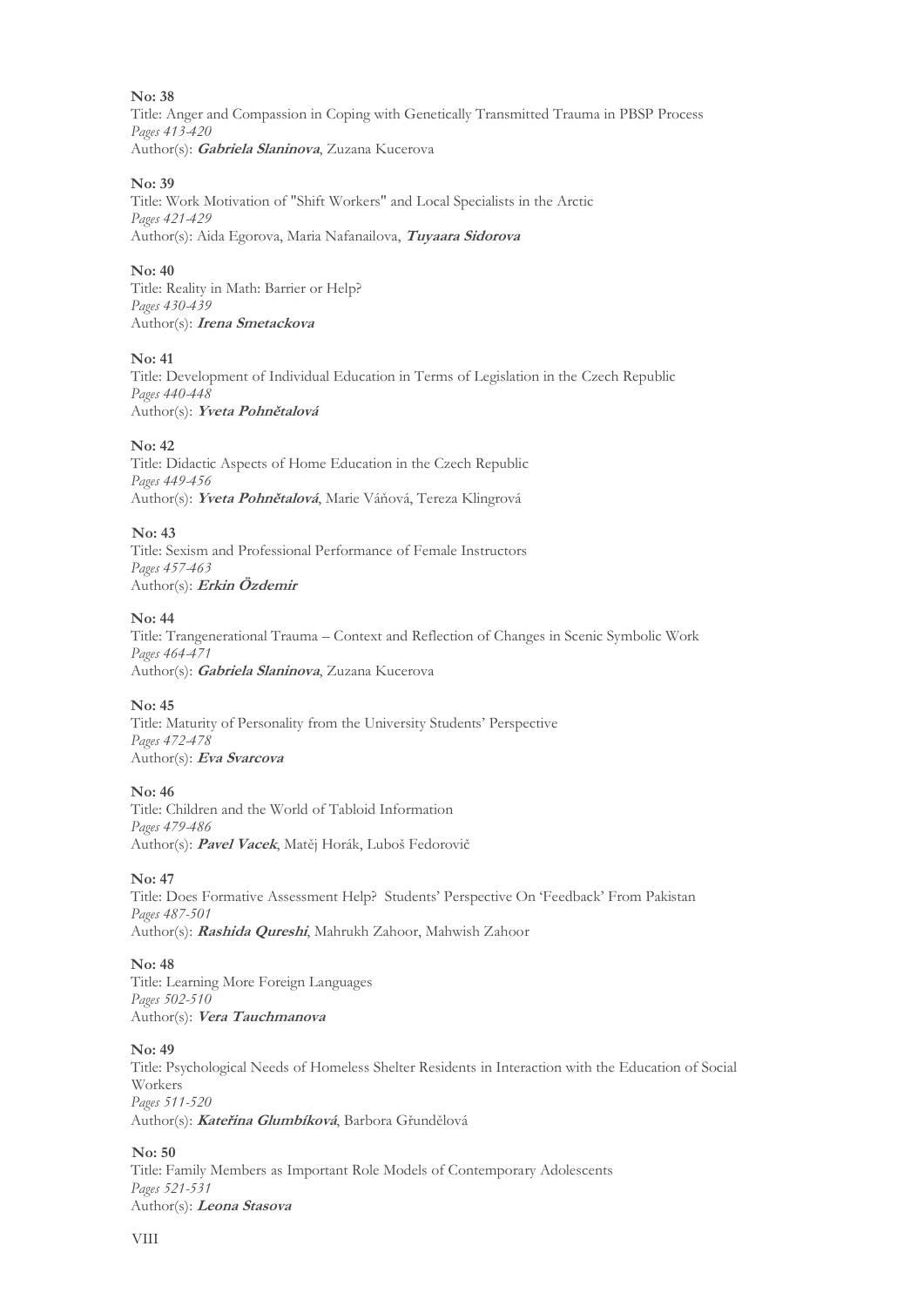**No: 38**
Title: Anger and Compassion in Coping with Genetically Transmitted Trauma in PBSP Process
*Pages 413-420*
Author(s): ***Gabriela Slaninova***, Zuzana Kucerova

**No: 39**
Title: Work Motivation of "Shift Workers" and Local Specialists in the Arctic
*Pages 421-429*
Author(s): Aida Egorova, Maria Nafanailova, ***Tuyaara Sidorova***

**No: 40**
Title: Reality in Math: Barrier or Help?
*Pages 430-439*
Author(s): ***Irena Smetackova***

**No: 41**
Title: Development of Individual Education in Terms of Legislation in the Czech Republic
*Pages 440-448*
Author(s): ***Yveta Pohnětalová***

**No: 42**
Title: Didactic Aspects of Home Education in the Czech Republic
*Pages 449-456*
Author(s): ***Yveta Pohnětalová***, Marie Váňová, Tereza Klingrová

**No: 43**
Title: Sexism and Professional Performance of Female Instructors
*Pages 457-463*
Author(s): ***Erkin Özdemir***

**No: 44**
Title: Trangenerational Trauma – Context and Reflection of Changes in Scenic Symbolic Work
*Pages 464-471*
Author(s): ***Gabriela Slaninova***, Zuzana Kucerova

**No: 45**
Title: Maturity of Personality from the University Students' Perspective
*Pages 472-478*
Author(s): ***Eva Svarcova***

**No: 46**
Title: Children and the World of Tabloid Information
*Pages 479-486*
Author(s): ***Pavel Vacek***, Matěj Horák, Luboš Fedorovič

**No: 47**
Title: Does Formative Assessment Help? Students' Perspective On 'Feedback' From Pakistan
*Pages 487-501*
Author(s): ***Rashida Qureshi***, Mahrukh Zahoor, Mahwish Zahoor

**No: 48**
Title: Learning More Foreign Languages
*Pages 502-510*
Author(s): ***Vera Tauchmanova***

**No: 49**
Title: Psychological Needs of Homeless Shelter Residents in Interaction with the Education of Social Workers
*Pages 511-520*
Author(s): ***Kateřina Glumbíková***, Barbora Gřundělová

**No: 50**
Title: Family Members as Important Role Models of Contemporary Adolescents
*Pages 521-531*
Author(s): ***Leona Stasova***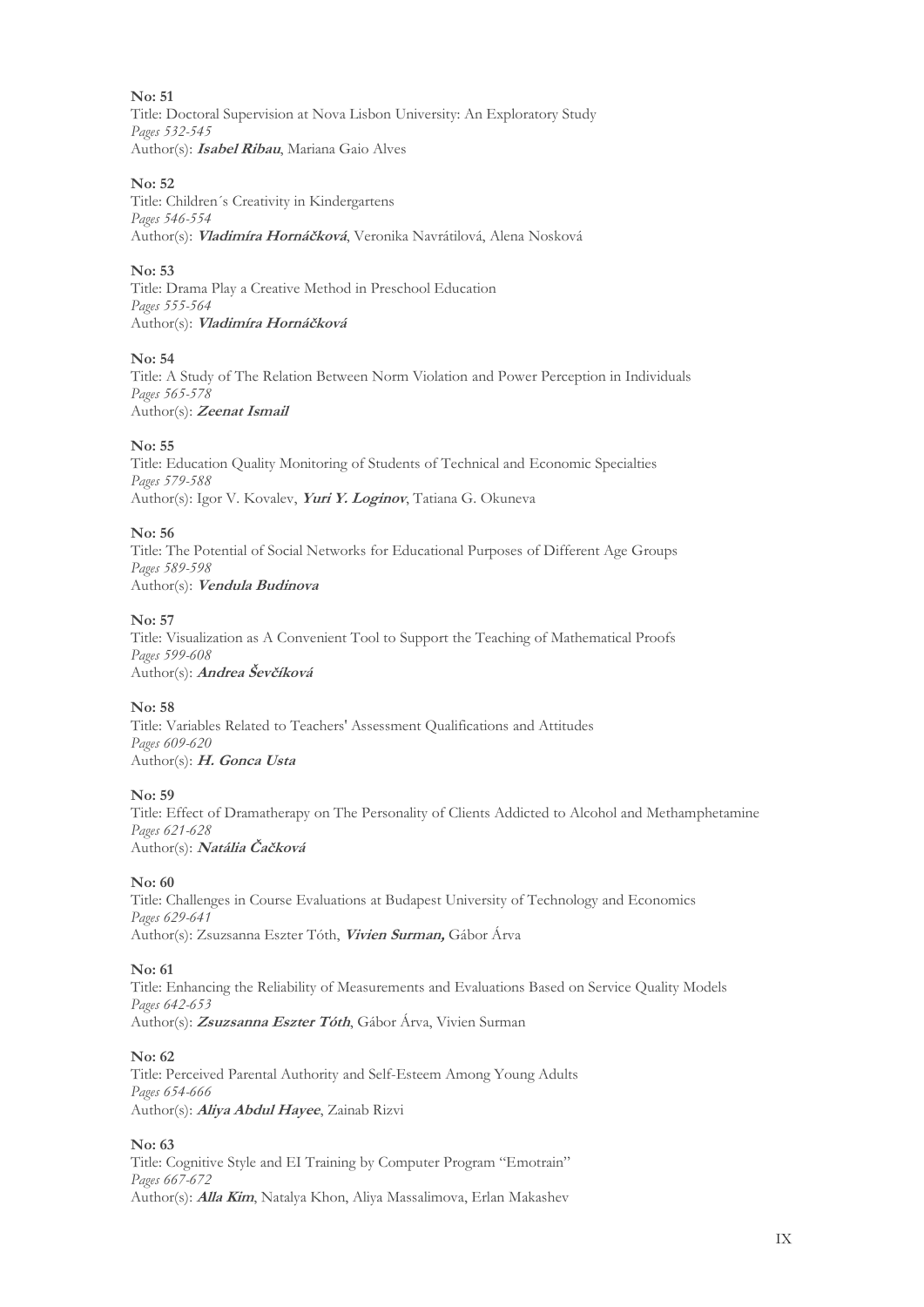**No: 51**
Title: Doctoral Supervision at Nova Lisbon University: An Exploratory Study
*Pages 532-545*
Author(s): ***Isabel Ribau***, Mariana Gaio Alves

**No: 52**
Title: Children´s Creativity in Kindergartens
*Pages 546-554*
Author(s): ***Vladimíra Hornáčková***, Veronika Navrátilová, Alena Nosková

**No: 53**
Title: Drama Play a Creative Method in Preschool Education
*Pages 555-564*
Author(s): ***Vladimíra Hornáčková***

**No: 54**
Title: A Study of The Relation Between Norm Violation and Power Perception in Individuals
*Pages 565-578*
Author(s): ***Zeenat Ismail***

**No: 55**
Title: Education Quality Monitoring of Students of Technical and Economic Specialties
*Pages 579-588*
Author(s): Igor V. Kovalev, ***Yuri Y. Loginov***, Tatiana G. Okuneva

**No: 56**
Title: The Potential of Social Networks for Educational Purposes of Different Age Groups
*Pages 589-598*
Author(s): ***Vendula Budinova***

**No: 57**
Title: Visualization as A Convenient Tool to Support the Teaching of Mathematical Proofs
*Pages 599-608*
Author(s): ***Andrea Ševčíková***

**No: 58**
Title: Variables Related to Teachers' Assessment Qualifications and Attitudes
*Pages 609-620*
Author(s): ***H. Gonca Usta***

**No: 59**
Title: Effect of Dramatherapy on The Personality of Clients Addicted to Alcohol and Methamphetamine
*Pages 621-628*
Author(s): ***Natália Čačková***

**No: 60**
Title: Challenges in Course Evaluations at Budapest University of Technology and Economics
*Pages 629-641*
Author(s): Zsuzsanna Eszter Tóth, ***Vivien Surman,*** Gábor Árva

**No: 61**
Title: Enhancing the Reliability of Measurements and Evaluations Based on Service Quality Models
*Pages 642-653*
Author(s): ***Zsuzsanna Eszter Tóth***, Gábor Árva, Vivien Surman

**No: 62**
Title: Perceived Parental Authority and Self-Esteem Among Young Adults
*Pages 654-666*
Author(s): ***Aliya Abdul Hayee***, Zainab Rizvi

**No: 63**
Title: Cognitive Style and EI Training by Computer Program "Emotrain"
*Pages 667-672*
Author(s): ***Alla Kim***, Natalya Khon, Aliya Massalimova, Erlan Makashev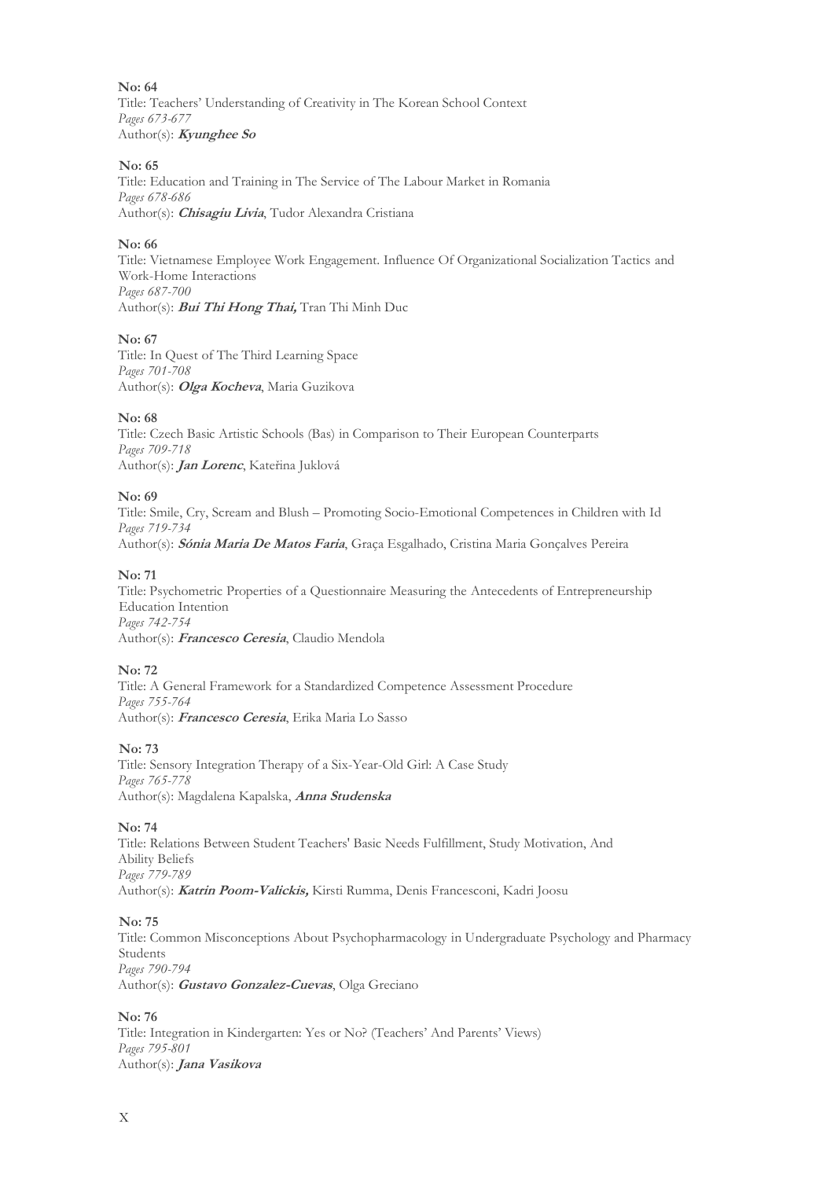**No: 64**
Title: Teachers' Understanding of Creativity in The Korean School Context
*Pages 673-677*
Author(s): ***Kyunghee So***

**No: 65**
Title: Education and Training in The Service of The Labour Market in Romania
*Pages 678-686*
Author(s): ***Chisagiu Livia***, Tudor Alexandra Cristiana

**No: 66**
Title: Vietnamese Employee Work Engagement. Influence Of Organizational Socialization Tactics and Work-Home Interactions
*Pages 687-700*
Author(s): ***Bui Thi Hong Thai,*** Tran Thi Minh Duc

**No: 67**
Title: In Quest of The Third Learning Space
*Pages 701-708*
Author(s): ***Olga Kocheva***, Maria Guzikova

**No: 68**
Title: Czech Basic Artistic Schools (Bas) in Comparison to Their European Counterparts
*Pages 709-718*
Author(s): ***Jan Lorenc***, Kateřina Jukl​ová

**No: 69**
Title: Smile, Cry, Scream and Blush – Promoting Socio-Emotional Competences in Children with Id
*Pages 719-734*
Author(s): ***Sónia Maria De Matos Faria***, Graça Esgalhado, Cristina Maria Gonçalves Pereira

**No: 71**
Title: Psychometric Properties of a Questionnaire Measuring the Antecedents of Entrepreneurship Education Intention
*Pages 742-754*
Author(s): ***Francesco Ceresia***, Claudio Mendola

**No: 72**
Title: A General Framework for a Standardized Competence Assessment Procedure
*Pages 755-764*
Author(s): ***Francesco Ceresia***, Erika Maria Lo Sasso

**No: 73**
Title: Sensory Integration Therapy of a Six-Year-Old Girl: A Case Study
*Pages 765-778*
Author(s): Magdalena Kapalska, ***Anna Studenska***

**No: 74**
Title: Relations Between Student Teachers' Basic Needs Fulfillment, Study Motivation, And Ability Beliefs
*Pages 779-789*
Author(s): ***Katrin Poom-Valickis,*** Kirsti Rumma, Denis Francesconi, Kadri Joosu

**No: 75**
Title: Common Misconceptions About Psychopharmacology in Undergraduate Psychology and Pharmacy Students
*Pages 790-794*
Author(s): ***Gustavo Gonzalez-Cuevas***, Olga Greciano

**No: 76**
Title: Integration in Kindergarten: Yes or No? (Teachers' And Parents' Views)
*Pages 795-801*
Author(s): ***Jana Vasikova***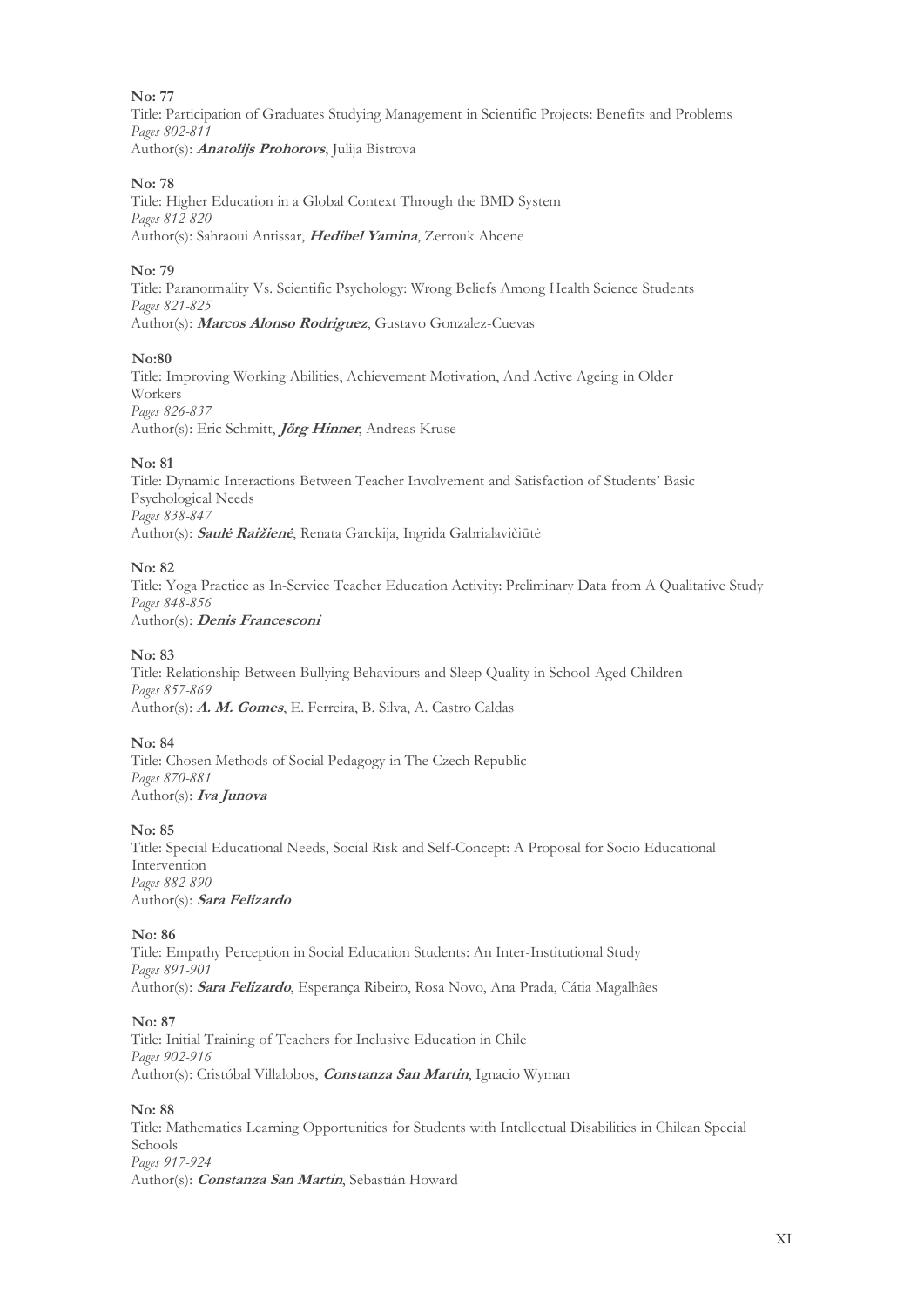**No: 77**
Title: Participation of Graduates Studying Management in Scientific Projects: Benefits and Problems
*Pages 802-811*
Author(s): ***Anatolijs Prohorovs***, Julija Bistrova

**No: 78**
Title: Higher Education in a Global Context Through the BMD System
*Pages 812-820*
Author(s): Sahraoui Antissar, ***Hedibel Yamina***, Zerrouk Ahcene

**No: 79**
Title: Paranormality Vs. Scientific Psychology: Wrong Beliefs Among Health Science Students
*Pages 821-825*
Author(s): ***Marcos Alonso Rodriguez***, Gustavo Gonzalez-Cuevas

**No:80**
Title: Improving Working Abilities, Achievement Motivation, And Active Ageing in Older Workers
*Pages 826-837*
Author(s): Eric Schmitt, ***Jörg Hinner***, Andreas Kruse

**No: 81**
Title: Dynamic Interactions Between Teacher Involvement and Satisfaction of Students' Basic Psychological Needs
*Pages 838-847*
Author(s): ***Saulė Raižienė***, Renata Garckija, Ingrida Gabrialavičiūtė

**No: 82**
Title: Yoga Practice as In-Service Teacher Education Activity: Preliminary Data from A Qualitative Study
*Pages 848-856*
Author(s): ***Denis Francesconi***

**No: 83**
Title: Relationship Between Bullying Behaviours and Sleep Quality in School-Aged Children
*Pages 857-869*
Author(s): ***A. M. Gomes***, E. Ferreira, B. Silva, A. Castro Caldas

**No: 84**
Title: Chosen Methods of Social Pedagogy in The Czech Republic
*Pages 870-881*
Author(s): ***Iva Junova***

**No: 85**
Title: Special Educational Needs, Social Risk and Self-Concept: A Proposal for Socio Educational Intervention
*Pages 882-890*
Author(s): ***Sara Felizardo***

**No: 86**
Title: Empathy Perception in Social Education Students: An Inter-Institutional Study
*Pages 891-901*
Author(s): ***Sara Felizardo***, Esperança Ribeiro, Rosa Novo, Ana Prada, Cátia Magalhães

**No: 87**
Title: Initial Training of Teachers for Inclusive Education in Chile
*Pages 902-916*
Author(s): Cristóbal Villalobos, ***Constanza San Martin***, Ignacio Wyman

**No: 88**
Title: Mathematics Learning Opportunities for Students with Intellectual Disabilities in Chilean Special Schools
*Pages 917-924*
Author(s): ***Constanza San Martin***, Sebastián Howard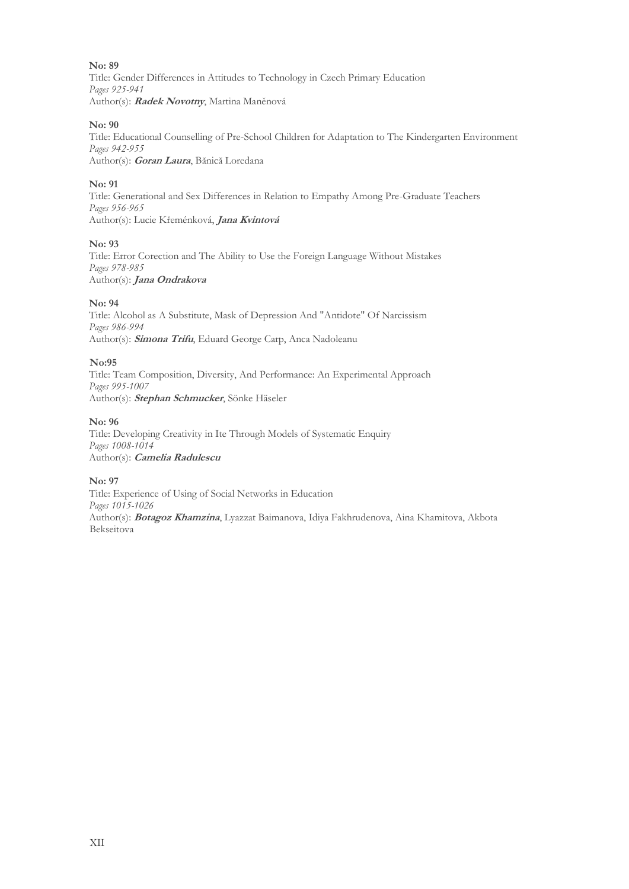**No: 89**
Title: Gender Differences in Attitudes to Technology in Czech Primary Education
*Pages 925-941*
Author(s): ***Radek Novotny***, Martina Maněnová

**No: 90**
Title: Educational Counselling of Pre-School Children for Adaptation to The Kindergarten Environment
*Pages 942-955*
Author(s): ***Goran Laura***, Bănică Loredana

**No: 91**
Title: Generational and Sex Differences in Relation to Empathy Among Pre-Graduate Teachers
*Pages 956-965*
Author(s): Lucie Křeménková, ***Jana Kvintová***

**No: 93**
Title: Error Corection and The Ability to Use the Foreign Language Without Mistakes
*Pages 978-985*
Author(s): ***Jana Ondrakova***

**No: 94**
Title: Alcohol as A Substitute, Mask of Depression And "Antidote" Of Narcissism
*Pages 986-994*
Author(s): ***Simona Trifu***, Eduard George Carp, Anca Nadoleanu

**No:95**
Title: Team Composition, Diversity, And Performance: An Experimental Approach
*Pages 995-1007*
Author(s): ***Stephan Schmucker***, Sönke Häseler

**No: 96**
Title: Developing Creativity in Ite Through Models of Systematic Enquiry
*Pages 1008-1014*
Author(s): ***Camelia Radulescu***

**No: 97**
Title: Experience of Using of Social Networks in Education
*Pages 1015-1026*
Author(s): ***Botagoz Khamzina***, Lyazzat Baimanova, Idiya Fakhrudenova, Aina Khamitova, Akbota Bekseitova